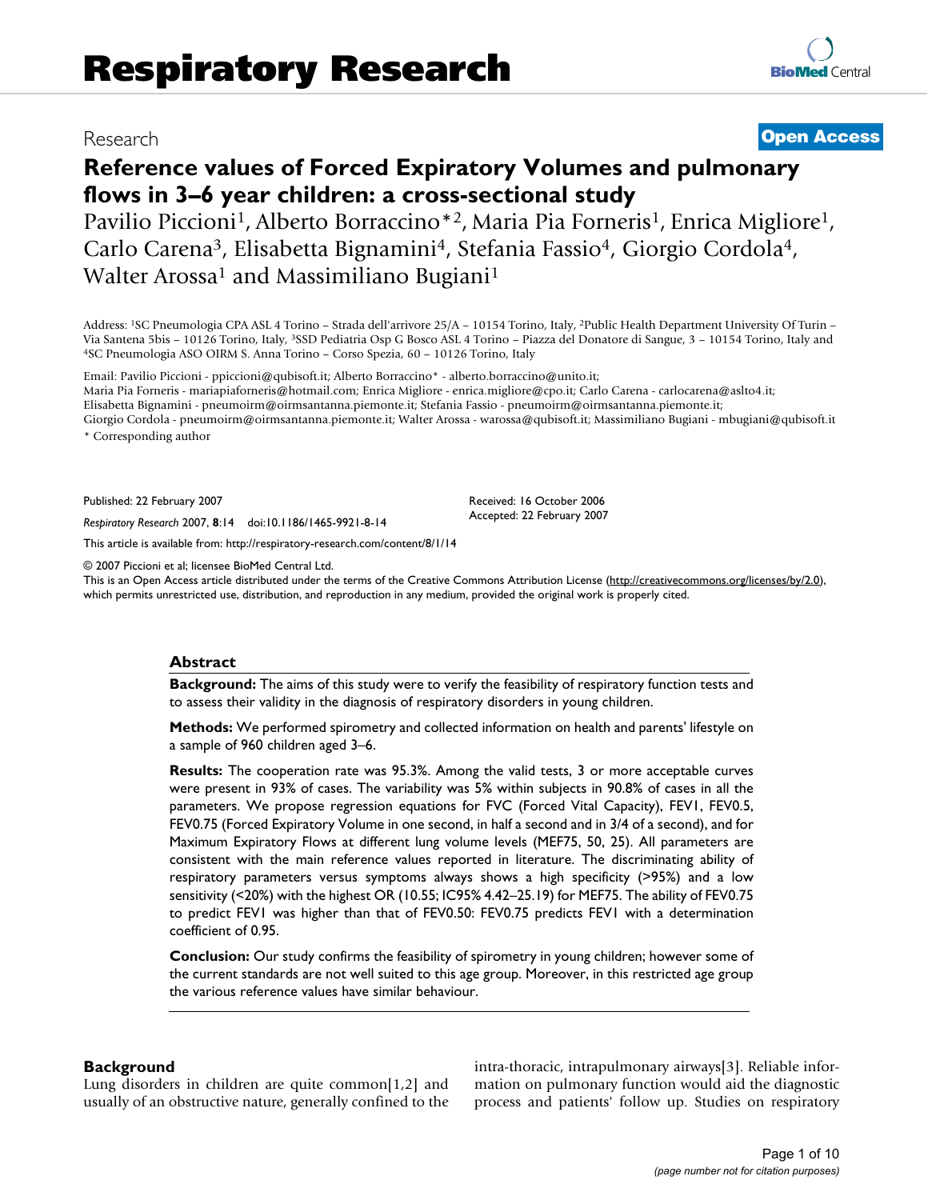Research **Open Access**

# Reference values of Forced Expiratory Volumes and pulmonary flows in 3–6 year children: a cross-sectional study

Pavilio Piccioni[1], Alberto Borraccino*[2], Maria Pia Forneris[1], Enrica Migliore[1], Carlo Carena[3], Elisabetta Bignamini[4], Stefania Fassio[4], Giorgio Cordola[4], Walter Arossa[1] and Massimiliano Bugiani[1]

Address: [1]SC Pneumologia CPA ASL 4 Torino – Strada dell'arrivore 25/A – 10154 Torino, Italy, [2]Public Health Department University Of Turin – Via Santena 5bis – 10126 Torino, Italy, [3]SSD Pediatria Osp G Bosco ASL 4 Torino – Piazza del Donatore di Sangue, 3 – 10154 Torino, Italy and [4]SC Pneumologia ASO OIRM S. Anna Torino – Corso Spezia, 60 – 10126 Torino, Italy

Email: Pavilio Piccioni - ppiccioni@qubisoft.it; Alberto Borraccino* - alberto.borraccino@unito.it; Maria Pia Forneris - mariapiaforneris@hotmail.com; Enrica Migliore - enrica.migliore@cpo.it; Carlo Carena - carlocarena@aslto4.it; Elisabetta Bignamini - pneumoirm@oirmsantanna.piemonte.it; Stefania Fassio - pneumoirm@oirmsantanna.piemonte.it; Giorgio Cordola - pneumoirm@oirmsantanna.piemonte.it; Walter Arossa - warossa@qubisoft.it; Massimiliano Bugiani - mbugiani@qubisoft.it

* Corresponding author

Published: 22 February 2007

*Respiratory Research* 2007, **8**:14 doi:10.1186/1465-9921-8-14

Received: 16 October 2006
Accepted: 22 February 2007

This article is available from: http://respiratory-research.com/content/8/1/14

© 2007 Piccioni et al; licensee BioMed Central Ltd.
This is an Open Access article distributed under the terms of the Creative Commons Attribution License (http://creativecommons.org/licenses/by/2.0), which permits unrestricted use, distribution, and reproduction in any medium, provided the original work is properly cited.

## Abstract

**Background:** The aims of this study were to verify the feasibility of respiratory function tests and to assess their validity in the diagnosis of respiratory disorders in young children.

**Methods:** We performed spirometry and collected information on health and parents' lifestyle on a sample of 960 children aged 3–6.

**Results:** The cooperation rate was 95.3%. Among the valid tests, 3 or more acceptable curves were present in 93% of cases. The variability was 5% within subjects in 90.8% of cases in all the parameters. We propose regression equations for FVC (Forced Vital Capacity), FEV1, FEV0.5, FEV0.75 (Forced Expiratory Volume in one second, in half a second and in 3/4 of a second), and for Maximum Expiratory Flows at different lung volume levels (MEF75, 50, 25). All parameters are consistent with the main reference values reported in literature. The discriminating ability of respiratory parameters versus symptoms always shows a high specificity (>95%) and a low sensitivity (<20%) with the highest OR (10.55; IC95% 4.42–25.19) for MEF75. The ability of FEV0.75 to predict FEV1 was higher than that of FEV0.50: FEV0.75 predicts FEV1 with a determination coefficient of 0.95.

**Conclusion:** Our study confirms the feasibility of spirometry in young children; however some of the current standards are not well suited to this age group. Moreover, in this restricted age group the various reference values have similar behaviour.

## Background

Lung disorders in children are quite common[1,2] and usually of an obstructive nature, generally confined to the intra-thoracic, intrapulmonary airways[3]. Reliable information on pulmonary function would aid the diagnostic process and patients' follow up. Studies on respiratory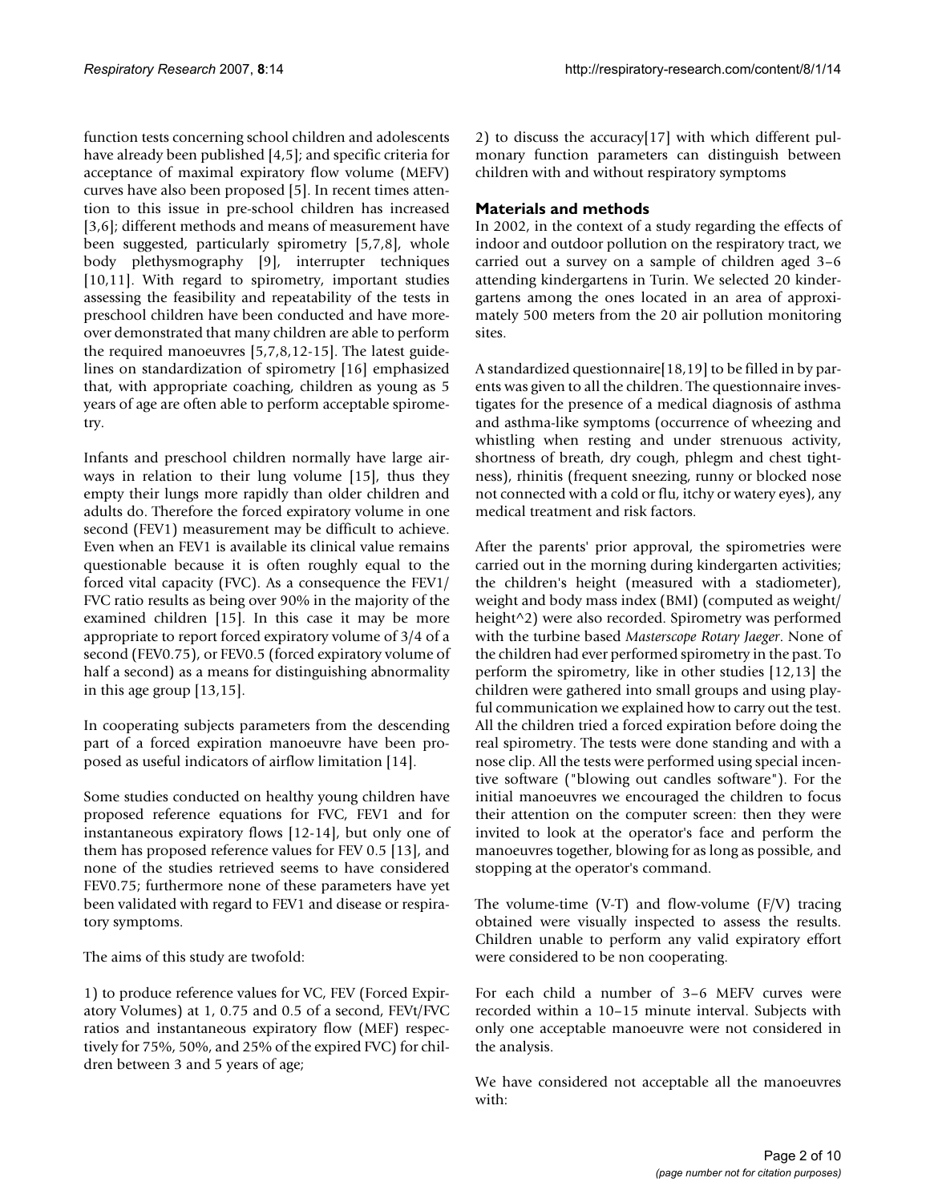function tests concerning school children and adolescents have already been published [4,5]; and specific criteria for acceptance of maximal expiratory flow volume (MEFV) curves have also been proposed [5]. In recent times attention to this issue in pre-school children has increased [3,6]; different methods and means of measurement have been suggested, particularly spirometry [5,7,8], whole body plethysmography [9], interrupter techniques [10,11]. With regard to spirometry, important studies assessing the feasibility and repeatability of the tests in preschool children have been conducted and have moreover demonstrated that many children are able to perform the required manoeuvres [5,7,8,12-15]. The latest guidelines on standardization of spirometry [16] emphasized that, with appropriate coaching, children as young as 5 years of age are often able to perform acceptable spirometry.

Infants and preschool children normally have large airways in relation to their lung volume [15], thus they empty their lungs more rapidly than older children and adults do. Therefore the forced expiratory volume in one second (FEV1) measurement may be difficult to achieve. Even when an FEV1 is available its clinical value remains questionable because it is often roughly equal to the forced vital capacity (FVC). As a consequence the FEV1/FVC ratio results as being over 90% in the majority of the examined children [15]. In this case it may be more appropriate to report forced expiratory volume of 3/4 of a second (FEV0.75), or FEV0.5 (forced expiratory volume of half a second) as a means for distinguishing abnormality in this age group [13,15].

In cooperating subjects parameters from the descending part of a forced expiration manoeuvre have been proposed as useful indicators of airflow limitation [14].

Some studies conducted on healthy young children have proposed reference equations for FVC, FEV1 and for instantaneous expiratory flows [12-14], but only one of them has proposed reference values for FEV 0.5 [13], and none of the studies retrieved seems to have considered FEV0.75; furthermore none of these parameters have yet been validated with regard to FEV1 and disease or respiratory symptoms.

The aims of this study are twofold:

1) to produce reference values for VC, FEV (Forced Expiratory Volumes) at 1, 0.75 and 0.5 of a second, FEVt/FVC ratios and instantaneous expiratory flow (MEF) respectively for 75%, 50%, and 25% of the expired FVC) for children between 3 and 5 years of age;

2) to discuss the accuracy[17] with which different pulmonary function parameters can distinguish between children with and without respiratory symptoms

## Materials and methods

In 2002, in the context of a study regarding the effects of indoor and outdoor pollution on the respiratory tract, we carried out a survey on a sample of children aged 3–6 attending kindergartens in Turin. We selected 20 kindergartens among the ones located in an area of approximately 500 meters from the 20 air pollution monitoring sites.

A standardized questionnaire[18,19] to be filled in by parents was given to all the children. The questionnaire investigates for the presence of a medical diagnosis of asthma and asthma-like symptoms (occurrence of wheezing and whistling when resting and under strenuous activity, shortness of breath, dry cough, phlegm and chest tightness), rhinitis (frequent sneezing, runny or blocked nose not connected with a cold or flu, itchy or watery eyes), any medical treatment and risk factors.

After the parents' prior approval, the spirometries were carried out in the morning during kindergarten activities; the children's height (measured with a stadiometer), weight and body mass index (BMI) (computed as weight/height^2) were also recorded. Spirometry was performed with the turbine based *Masterscope Rotary Jaeger*. None of the children had ever performed spirometry in the past. To perform the spirometry, like in other studies [12,13] the children were gathered into small groups and using playful communication we explained how to carry out the test. All the children tried a forced expiration before doing the real spirometry. The tests were done standing and with a nose clip. All the tests were performed using special incentive software ("blowing out candles software"). For the initial manoeuvres we encouraged the children to focus their attention on the computer screen: then they were invited to look at the operator's face and perform the manoeuvres together, blowing for as long as possible, and stopping at the operator's command.

The volume-time (V-T) and flow-volume (F/V) tracing obtained were visually inspected to assess the results. Children unable to perform any valid expiratory effort were considered to be non cooperating.

For each child a number of 3–6 MEFV curves were recorded within a 10–15 minute interval. Subjects with only one acceptable manoeuvre were not considered in the analysis.

We have considered not acceptable all the manoeuvres with: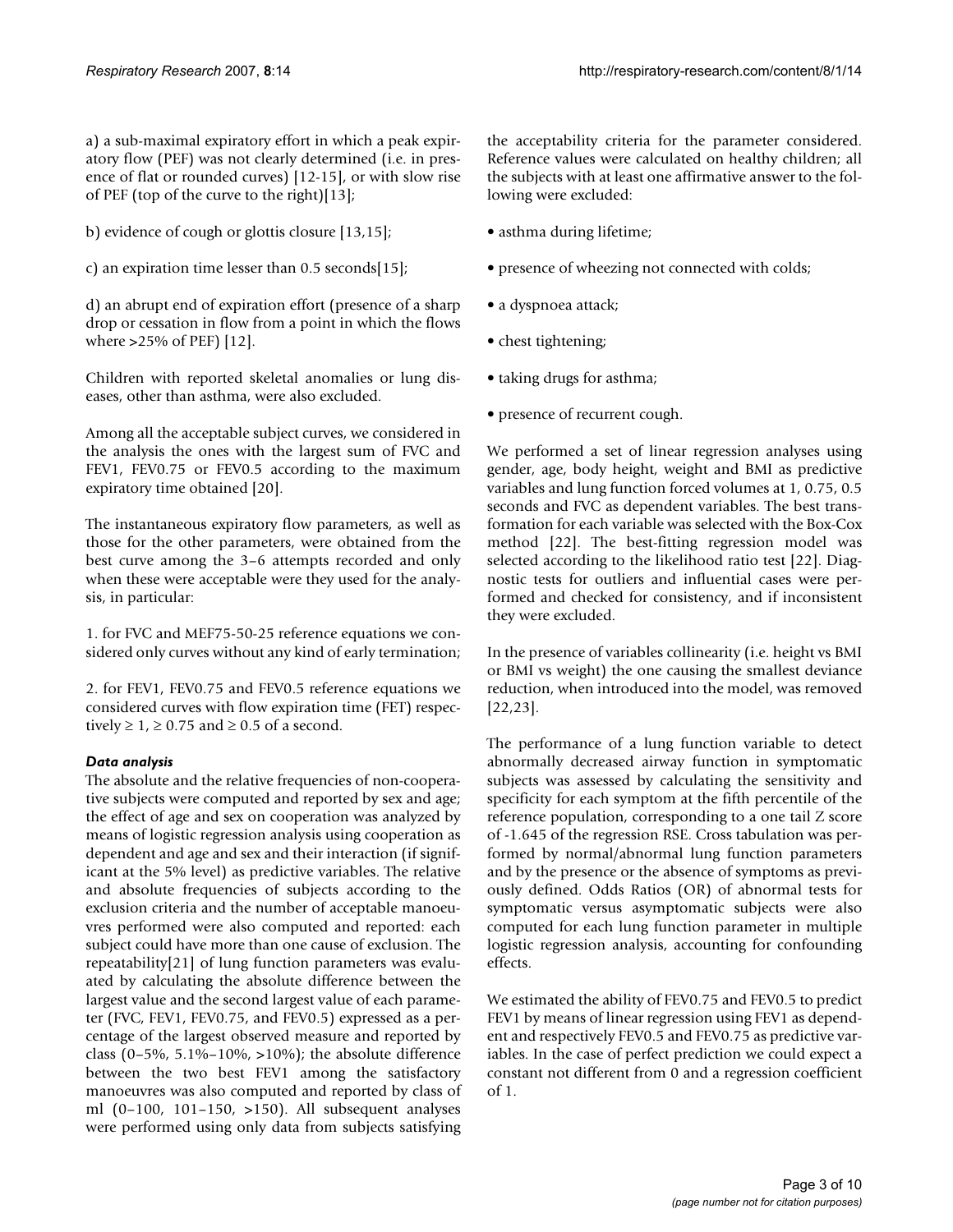a) a sub-maximal expiratory effort in which a peak expiratory flow (PEF) was not clearly determined (i.e. in presence of flat or rounded curves) [12-15], or with slow rise of PEF (top of the curve to the right)[13];

b) evidence of cough or glottis closure [13,15];

c) an expiration time lesser than 0.5 seconds[15];

d) an abrupt end of expiration effort (presence of a sharp drop or cessation in flow from a point in which the flows where >25% of PEF) [12].

Children with reported skeletal anomalies or lung diseases, other than asthma, were also excluded.

Among all the acceptable subject curves, we considered in the analysis the ones with the largest sum of FVC and FEV1, FEV0.75 or FEV0.5 according to the maximum expiratory time obtained [20].

The instantaneous expiratory flow parameters, as well as those for the other parameters, were obtained from the best curve among the 3–6 attempts recorded and only when these were acceptable were they used for the analysis, in particular:

1. for FVC and MEF75-50-25 reference equations we considered only curves without any kind of early termination;

2. for FEV1, FEV0.75 and FEV0.5 reference equations we considered curves with flow expiration time (FET) respectively $\geq 1$, $\geq 0.75$ and $\geq 0.5$ of a second.

### *Data analysis*

The absolute and the relative frequencies of non-cooperative subjects were computed and reported by sex and age; the effect of age and sex on cooperation was analyzed by means of logistic regression analysis using cooperation as dependent and age and sex and their interaction (if significant at the 5% level) as predictive variables. The relative and absolute frequencies of subjects according to the exclusion criteria and the number of acceptable manoeuvres performed were also computed and reported: each subject could have more than one cause of exclusion. The repeatability[21] of lung function parameters was evaluated by calculating the absolute difference between the largest value and the second largest value of each parameter (FVC, FEV1, FEV0.75, and FEV0.5) expressed as a percentage of the largest observed measure and reported by class (0–5%, 5.1%–10%, >10%); the absolute difference between the two best FEV1 among the satisfactory manoeuvres was also computed and reported by class of ml (0–100, 101–150, >150). All subsequent analyses were performed using only data from subjects satisfying the acceptability criteria for the parameter considered. Reference values were calculated on healthy children; all the subjects with at least one affirmative answer to the following were excluded:

- asthma during lifetime;
- presence of wheezing not connected with colds;
- a dyspnoea attack;
- chest tightening;
- taking drugs for asthma;
- presence of recurrent cough.

We performed a set of linear regression analyses using gender, age, body height, weight and BMI as predictive variables and lung function forced volumes at 1, 0.75, 0.5 seconds and FVC as dependent variables. The best transformation for each variable was selected with the Box-Cox method [22]. The best-fitting regression model was selected according to the likelihood ratio test [22]. Diagnostic tests for outliers and influential cases were performed and checked for consistency, and if inconsistent they were excluded.

In the presence of variables collinearity (i.e. height vs BMI or BMI vs weight) the one causing the smallest deviance reduction, when introduced into the model, was removed [22,23].

The performance of a lung function variable to detect abnormally decreased airway function in symptomatic subjects was assessed by calculating the sensitivity and specificity for each symptom at the fifth percentile of the reference population, corresponding to a one tail Z score of -1.645 of the regression RSE. Cross tabulation was performed by normal/abnormal lung function parameters and by the presence or the absence of symptoms as previously defined. Odds Ratios (OR) of abnormal tests for symptomatic versus asymptomatic subjects were also computed for each lung function parameter in multiple logistic regression analysis, accounting for confounding effects.

We estimated the ability of FEV0.75 and FEV0.5 to predict FEV1 by means of linear regression using FEV1 as dependent and respectively FEV0.5 and FEV0.75 as predictive variables. In the case of perfect prediction we could expect a constant not different from 0 and a regression coefficient of 1.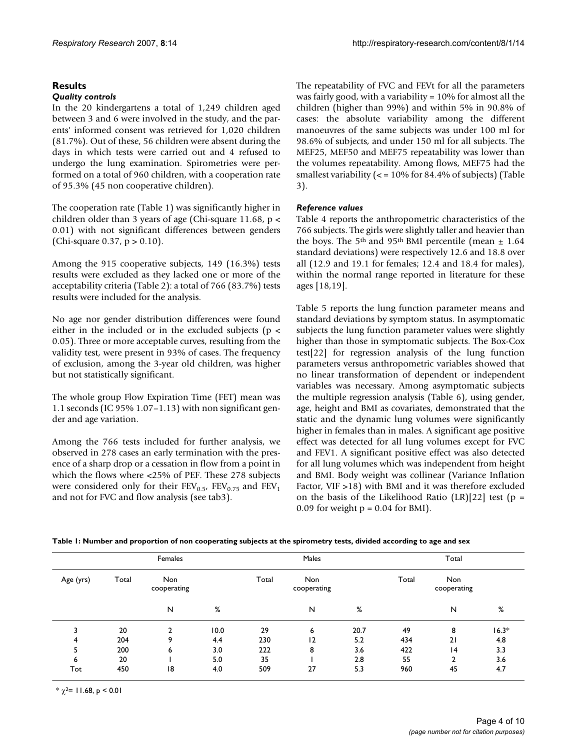## Results

### *Quality controls*

In the 20 kindergartens a total of 1,249 children aged between 3 and 6 were involved in the study, and the parents' informed consent was retrieved for 1,020 children (81.7%). Out of these, 56 children were absent during the days in which tests were carried out and 4 refused to undergo the lung examination. Spirometries were performed on a total of 960 children, with a cooperation rate of 95.3% (45 non cooperative children).

The cooperation rate (Table 1) was significantly higher in children older than 3 years of age (Chi-square 11.68, $p < 0.01$) with not significant differences between genders (Chi-square 0.37, $p > 0.10$).

Among the 915 cooperative subjects, 149 (16.3%) tests results were excluded as they lacked one or more of the acceptability criteria (Table 2): a total of 766 (83.7%) tests results were included for the analysis.

No age nor gender distribution differences were found either in the included or in the excluded subjects ($p < 0.05$). Three or more acceptable curves, resulting from the validity test, were present in 93% of cases. The frequency of exclusion, among the 3-year old children, was higher but not statistically significant.

The whole group Flow Expiration Time (FET) mean was 1.1 seconds (IC 95% 1.07–1.13) with non significant gender and age variation.

Among the 766 tests included for further analysis, we observed in 278 cases an early termination with the presence of a sharp drop or a cessation in flow from a point in which the flows where <25% of PEF. These 278 subjects were considered only for their $FEV_{0.5}$, $FEV_{0.75}$ and $FEV_1$ and not for FVC and flow analysis (see tab3).

The repeatability of FVC and FEVt for all the parameters was fairly good, with a variability = 10% for almost all the children (higher than 99%) and within 5% in 90.8% of cases: the absolute variability among the different manoeuvres of the same subjects was under 100 ml for 98.6% of subjects, and under 150 ml for all subjects. The MEF25, MEF50 and MEF75 repeatability was lower than the volumes repeatability. Among flows, MEF75 had the smallest variability (< = 10% for 84.4% of subjects) (Table 3).

### *Reference values*

Table 4 reports the anthropometric characteristics of the 766 subjects. The girls were slightly taller and heavier than the boys. The 5th and 95th BMI percentile (mean ± 1.64 standard deviations) were respectively 12.6 and 18.8 over all (12.9 and 19.1 for females; 12.4 and 18.4 for males), within the normal range reported in literature for these ages [18,19].

Table 5 reports the lung function parameter means and standard deviations by symptom status. In asymptomatic subjects the lung function parameter values were slightly higher than those in symptomatic subjects. The Box-Cox test[22] for regression analysis of the lung function parameters versus anthropometric variables showed that no linear transformation of dependent or independent variables was necessary. Among asymptomatic subjects the multiple regression analysis (Table 6), using gender, age, height and BMI as covariates, demonstrated that the static and the dynamic lung volumes were significantly higher in females than in males. A significant age positive effect was detected for all lung volumes except for FVC and FEV1. A significant positive effect was also detected for all lung volumes which was independent from height and BMI. Body weight was collinear (Variance Inflation Factor, VIF >18) with BMI and it was therefore excluded on the basis of the Likelihood Ratio (LR)[22] test ($p = 0.09$ for weight $p = 0.04$ for BMI).

**Table 1: Number and proportion of non cooperating subjects at the spirometry tests, divided according to age and sex**

| | Females | | | Males | | | Total | | |
|---|---|---|---|---|---|---|---|---|---|
| Age (yrs) | Total | Non cooperating | | Total | Non cooperating | | Total | Non cooperating | |
| | | N | % | | N | % | | N | % |
| 3 | 20 | 2 | 10.0 | 29 | 6 | 20.7 | 49 | 8 | 16.3* |
| 4 | 204 | 9 | 4.4 | 230 | 12 | 5.2 | 434 | 21 | 4.8 |
| 5 | 200 | 6 | 3.0 | 222 | 8 | 3.6 | 422 | 14 | 3.3 |
| 6 | 20 | 1 | 5.0 | 35 | 1 | 2.8 | 55 | 2 | 3.6 |
| Tot | 450 | 18 | 4.0 | 509 | 27 | 5.3 | 960 | 45 | 4.7 |

* $\chi^2 = 11.68$, $p < 0.01$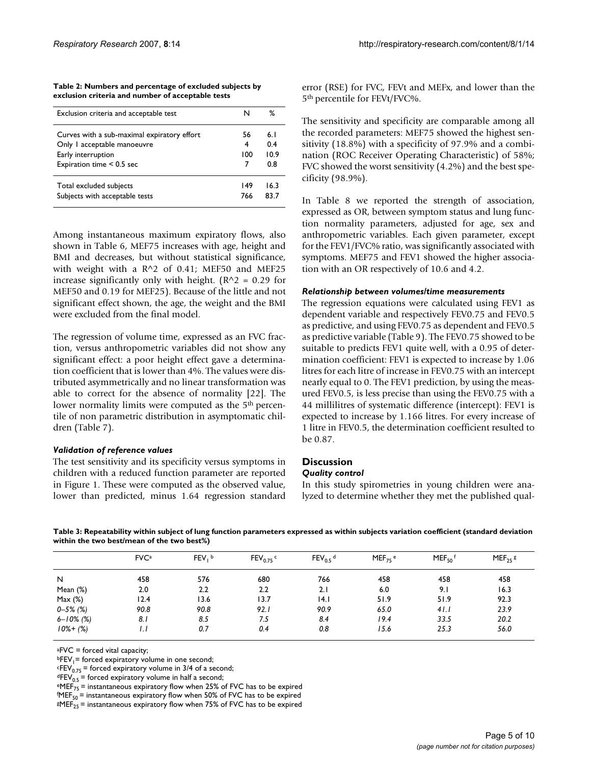**Table 2: Numbers and percentage of excluded subjects by exclusion criteria and number of acceptable tests**

| Exclusion criteria and acceptable test | N | % |
|---|---|---|
| Curves with a sub-maximal expiratory effort | 56 | 6.1 |
| Only 1 acceptable manoeuvre | 4 | 0.4 |
| Early interruption | 100 | 10.9 |
| Expiration time < 0.5 sec | 7 | 0.8 |
| Total excluded subjects | 149 | 16.3 |
| Subjects with acceptable tests | 766 | 83.7 |

Among instantaneous maximum expiratory flows, also shown in Table 6, MEF75 increases with age, height and BMI and decreases, but without statistical significance, with weight with a $R^2$ of 0.41; MEF50 and MEF25 increase significantly only with height. ($R^2 = 0.29$ for MEF50 and 0.19 for MEF25). Because of the little and not significant effect shown, the age, the weight and the BMI were excluded from the final model.

The regression of volume time, expressed as an FVC fraction, versus anthropometric variables did not show any significant effect: a poor height effect gave a determination coefficient that is lower than 4%. The values were distributed asymmetrically and no linear transformation was able to correct for the absence of normality [22]. The lower normality limits were computed as the 5th percentile of non parametric distribution in asymptomatic children (Table 7).

### *Validation of reference values*

The test sensitivity and its specificity versus symptoms in children with a reduced function parameter are reported in Figure 1. These were computed as the observed value, lower than predicted, minus 1.64 regression standard error (RSE) for FVC, FEVt and MEFx, and lower than the 5th percentile for FEVt/FVC%.

The sensitivity and specificity are comparable among all the recorded parameters: MEF75 showed the highest sensitivity (18.8%) with a specificity of 97.9% and a combination (ROC Receiver Operating Characteristic) of 58%; FVC showed the worst sensitivity (4.2%) and the best specificity (98.9%).

In Table 8 we reported the strength of association, expressed as OR, between symptom status and lung function normality parameters, adjusted for age, sex and anthropometric variables. Each given parameter, except for the FEV1/FVC% ratio, was significantly associated with symptoms. MEF75 and FEV1 showed the higher association with an OR respectively of 10.6 and 4.2.

### *Relationship between volumes/time measurements*

The regression equations were calculated using FEV1 as dependent variable and respectively FEV0.75 and FEV0.5 as predictive, and using FEV0.75 as dependent and FEV0.5 as predictive variable (Table 9). The FEV0.75 showed to be suitable to predicts FEV1 quite well, with a 0.95 of determination coefficient: FEV1 is expected to increase by 1.06 litres for each litre of increase in FEV0.75 with an intercept nearly equal to 0. The FEV1 prediction, by using the measured FEV0.5, is less precise than using the FEV0.75 with a 44 millilitres of systematic difference (intercept): FEV1 is expected to increase by 1.166 litres. For every increase of 1 litre in FEV0.5, the determination coefficient resulted to be 0.87.

## Discussion

### *Quality control*

In this study spirometries in young children were analyzed to determine whether they met the published qual-

**Table 3: Repeatability within subject of lung function parameters expressed as within subjects variation coefficient (standard deviation within the two best/mean of the two best%)**

| | FVC[a] | $FEV_1$ [b] | $FEV_{0.75}$ [c] | $FEV_{0.5}$ [d] | $MEF_{75}$ [e] | $MEF_{50}$ [f] | $MEF_{25}$ [g] |
|---|---|---|---|---|---|---|---|
| N | 458 | 576 | 680 | 766 | 458 | 458 | 458 |
| Mean (%) | 2.0 | 2.2 | 2.2 | 2.1 | 6.0 | 9.1 | 16.3 |
| Max (%) | 12.4 | 13.6 | 13.7 | 14.1 | 51.9 | 51.9 | 92.3 |
| *0–5% (%)* | *90.8* | *90.8* | *92.1* | *90.9* | *65.0* | *41.1* | *23.9* |
| *6–10% (%)* | *8.1* | *8.5* | *7.5* | *8.4* | *19.4* | *33.5* | *20.2* |
| *10%+ (%)* | *1.1* | *0.7* | *0.4* | *0.8* | *15.6* | *25.3* | *56.0* |

[a]FVC = forced vital capacity;
[b]$FEV_1$ = forced expiratory volume in one second;
[c]$FEV_{0.75}$ = forced expiratory volume in 3/4 of a second;
[d]$FEV_{0.5}$ = forced expiratory volume in half a second;
[e]$MEF_{75}$ = instantaneous expiratory flow when 25% of FVC has to be expired
[f]$MEF_{50}$ = instantaneous expiratory flow when 50% of FVC has to be expired
[g]$MEF_{25}$ = instantaneous expiratory flow when 75% of FVC has to be expired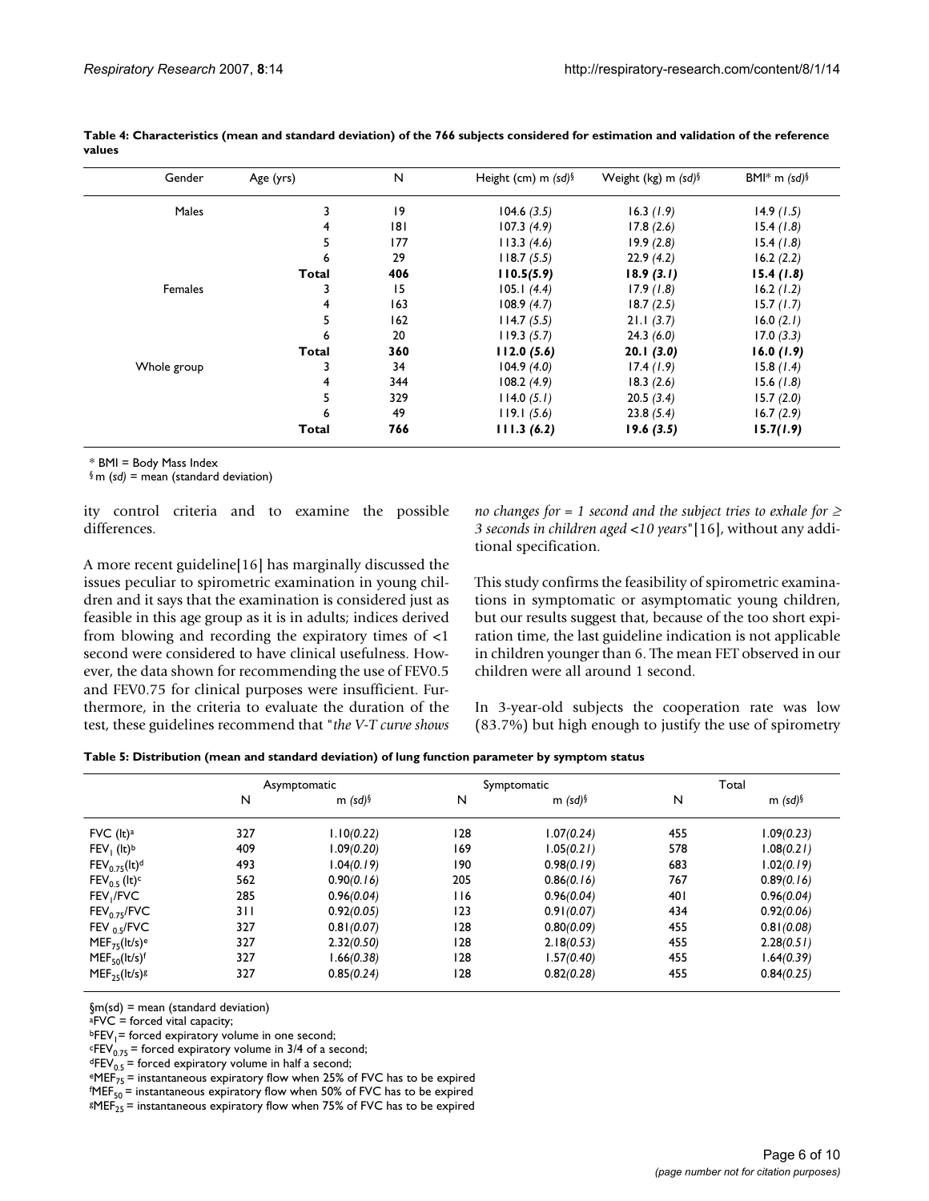**Table 4: Characteristics (mean and standard deviation) of the 766 subjects considered for estimation and validation of the reference values**

| Gender | Age (yrs) | N | Height (cm) m *(sd)*[§] | Weight (kg) m *(sd)*[§] | BMI* m *(sd)*[§] |
|---|---|---|---|---|---|
| Males | 3 | 19 | 104.6 *(3.5)* | 16.3 *(1.9)* | 14.9 *(1.5)* |
| | 4 | 181 | 107.3 *(4.9)* | 17.8 *(2.6)* | 15.4 *(1.8)* |
| | 5 | 177 | 113.3 *(4.6)* | 19.9 *(2.8)* | 15.4 *(1.8)* |
| | 6 | 29 | 118.7 *(5.5)* | 22.9 *(4.2)* | 16.2 *(2.2)* |
| | **Total** | **406** | **110.5*(5.9)*** | **18.9 *(3.1)*** | **15.4 *(1.8)*** |
| Females | 3 | 15 | 105.1 *(4.4)* | 17.9 *(1.8)* | 16.2 *(1.2)* |
| | 4 | 163 | 108.9 *(4.7)* | 18.7 *(2.5)* | 15.7 *(1.7)* |
| | 5 | 162 | 114.7 *(5.5)* | 21.1 *(3.7)* | 16.0 *(2.1)* |
| | 6 | 20 | 119.3 *(5.7)* | 24.3 *(6.0)* | 17.0 *(3.3)* |
| | **Total** | **360** | **112.0 *(5.6)*** | **20.1 *(3.0)*** | **16.0 *(1.9)*** |
| Whole group | 3 | 34 | 104.9 *(4.0)* | 17.4 *(1.9)* | 15.8 *(1.4)* |
| | 4 | 344 | 108.2 *(4.9)* | 18.3 *(2.6)* | 15.6 *(1.8)* |
| | 5 | 329 | 114.0 *(5.1)* | 20.5 *(3.4)* | 15.7 *(2.0)* |
| | 6 | 49 | 119.1 *(5.6)* | 23.8 *(5.4)* | 16.7 *(2.9)* |
| | **Total** | **766** | **111.3 *(6.2)*** | **19.6 *(3.5)*** | **15.7*(1.9)*** |

\* BMI = Body Mass Index
[§] m *(sd)* = mean (standard deviation)

ity control criteria and to examine the possible differences.

A more recent guideline[16] has marginally discussed the issues peculiar to spirometric examination in young children and it says that the examination is considered just as feasible in this age group as it is in adults; indices derived from blowing and recording the expiratory times of <1 second were considered to have clinical usefulness. However, the data shown for recommending the use of FEV0.5 and FEV0.75 for clinical purposes were insufficient. Furthermore, in the criteria to evaluate the duration of the test, these guidelines recommend that "*the V-T curve shows no changes for = 1 second and the subject tries to exhale for ≥ 3 seconds in children aged <10 years*"[16], without any additional specification.

This study confirms the feasibility of spirometric examinations in symptomatic or asymptomatic young children, but our results suggest that, because of the too short expiration time, the last guideline indication is not applicable in children younger than 6. The mean FET observed in our children were all around 1 second.

In 3-year-old subjects the cooperation rate was low (83.7%) but high enough to justify the use of spirometry

**Table 5: Distribution (mean and standard deviation) of lung function parameter by symptom status**

| | Asymptomatic | | Symptomatic | | Total | |
|---|---|---|---|---|---|---|
| | N | m *(sd)*[§] | N | m *(sd)*[§] | N | m *(sd)*[§] |
| FVC (lt)[a] | 327 | 1.10*(0.22)* | 128 | 1.07*(0.24)* | 455 | 1.09*(0.23)* |
| $FEV_1$ (lt)[b] | 409 | 1.09*(0.20)* | 169 | 1.05*(0.21)* | 578 | 1.08*(0.21)* |
| $FEV_{0.75}$(lt)[d] | 493 | 1.04*(0.19)* | 190 | 0.98*(0.19)* | 683 | 1.02*(0.19)* |
| $FEV_{0.5}$ (lt)[c] | 562 | 0.90*(0.16)* | 205 | 0.86*(0.16)* | 767 | 0.89*(0.16)* |
| $FEV_1$/FVC | 285 | 0.96*(0.04)* | 116 | 0.96*(0.04)* | 401 | 0.96*(0.04)* |
| $FEV_{0.75}$/FVC | 311 | 0.92*(0.05)* | 123 | 0.91*(0.07)* | 434 | 0.92*(0.06)* |
| $FEV_{0.5}$/FVC | 327 | 0.81*(0.07)* | 128 | 0.80*(0.09)* | 455 | 0.81*(0.08)* |
| $MEF_{75}$(lt/s)[e] | 327 | 2.32*(0.50)* | 128 | 2.18*(0.53)* | 455 | 2.28*(0.51)* |
| $MEF_{50}$(lt/s)[f] | 327 | 1.66*(0.38)* | 128 | 1.57*(0.40)* | 455 | 1.64*(0.39)* |
| $MEF_{25}$(lt/s)[g] | 327 | 0.85*(0.24)* | 128 | 0.82*(0.28)* | 455 | 0.84*(0.25)* |

§m(sd) = mean (standard deviation)
[a]FVC = forced vital capacity;
[b]$FEV_1$ = forced expiratory volume in one second;
[c]$FEV_{0.75}$ = forced expiratory volume in 3/4 of a second;
[d]$FEV_{0.5}$ = forced expiratory volume in half a second;
[e]$MEF_{75}$ = instantaneous expiratory flow when 25% of FVC has to be expired
[f]$MEF_{50}$ = instantaneous expiratory flow when 50% of FVC has to be expired
[g]$MEF_{25}$ = instantaneous expiratory flow when 75% of FVC has to be expired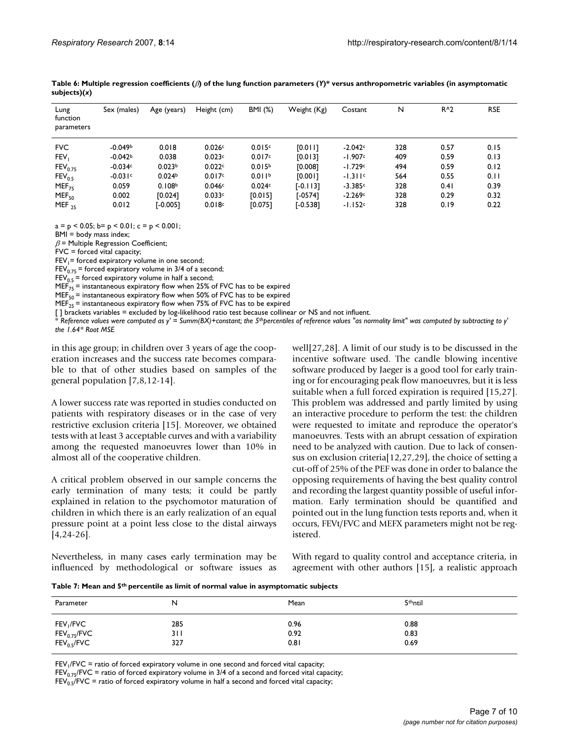**Table 6: Multiple regression coefficients ($\beta$) of the lung function parameters ($Y$)* versus anthropometric variables (in asymptomatic subjects)($x$)**

| Lung function parameters | Sex (males) | Age (years) | Height (cm) | BMI (%) | Weight (Kg) | Costant | N | R^2 | RSE |
|---|---|---|---|---|---|---|---|---|---|
| FVC | -0.049[b] | 0.018 | 0.026[c] | 0.015[c] | [0.011] | -2.042[c] | 328 | 0.57 | 0.15 |
| $FEV_1$ | -0.042[b] | 0.038 | 0.023[c] | 0.017[c] | [0.013] | -1.907[c] | 409 | 0.59 | 0.13 |
| $FEV_{0.75}$ | -0.034[c] | 0.023[b] | 0.022[c] | 0.015[b] | [0.008] | -1.729[c] | 494 | 0.59 | 0.12 |
| $FEV_{0.5}$ | -0.031[c] | 0.024[b] | 0.017[c] | 0.011[b] | [0.001] | -1.311[c] | 564 | 0.55 | 0.11 |
| $MEF_{75}$ | 0.059 | 0.108[b] | 0.046[c] | 0.024[c] | [-0.113] | -3.385[c] | 328 | 0.41 | 0.39 |
| $MEF_{50}$ | 0.002 | [0.024] | 0.033[c] | [0.015] | [-0574] | -2.269[c] | 328 | 0.29 | 0.32 |
| $MEF_{25}$ | 0.012 | [-0.005] | 0.018[c] | [0.075] | [-0.538] | -1.152[c] | 328 | 0.19 | 0.22 |

a = $p < 0.05$; b= $p < 0.01$; c = $p < 0.001$;
BMI = body mass index;
$\beta$ = Multiple Regression Coefficient;
FVC = forced vital capacity;
$FEV_1$= forced expiratory volume in one second;
$FEV_{0.75}$ = forced expiratory volume in 3/4 of a second;
$FEV_{0.5}$ = forced expiratory volume in half a second;
$MEF_{75}$ = instantaneous expiratory flow when 25% of FVC has to be expired
$MEF_{50}$ = instantaneous expiratory flow when 50% of FVC has to be expired
$MEF_{25}$ = instantaneous expiratory flow when 75% of FVC has to be expired
[ ] brackets variables = excluded by log-likelihood ratio test because collinear or NS and not influent.
*\* Reference values were computed as y' = Summ(BX)+constant; the 5th percentiles of reference values "as normality limit" was computed by subtracting to y' the 1.64\* Root MSE*

in this age group; in children over 3 years of age the cooperation increases and the success rate becomes comparable to that of other studies based on samples of the general population [7,8,12-14].

A lower success rate was reported in studies conducted on patients with respiratory diseases or in the case of very restrictive exclusion criteria [15]. Moreover, we obtained tests with at least 3 acceptable curves and with a variability among the requested manoeuvres lower than 10% in almost all of the cooperative children.

A critical problem observed in our sample concerns the early termination of many tests; it could be partly explained in relation to the psychomotor maturation of children in which there is an early realization of an equal pressure point at a point less close to the distal airways [4,24-26].

Nevertheless, in many cases early termination may be influenced by methodological or software issues as well[27,28]. A limit of our study is to be discussed in the incentive software used. The candle blowing incentive software produced by Jaeger is a good tool for early training or for encouraging peak flow manoeuvres, but it is less suitable when a full forced expiration is required [15,27]. This problem was addressed and partly limited by using an interactive procedure to perform the test: the children were requested to imitate and reproduce the operator's manoeuvres. Tests with an abrupt cessation of expiration need to be analyzed with caution. Due to lack of consensus on exclusion criteria[12,27,29], the choice of setting a cut-off of 25% of the PEF was done in order to balance the opposing requirements of having the best quality control and recording the largest quantity possible of useful information. Early termination should be quantified and pointed out in the lung function tests reports and, when it occurs, FEVt/FVC and MEFX parameters might not be registered.

With regard to quality control and acceptance criteria, in agreement with other authors [15], a realistic approach

**Table 7: Mean and 5th percentile as limit of normal value in asymptomatic subjects**

| Parameter | N | Mean | 5thntil |
|---|---|---|---|
| $FEV_1$/FVC | 285 | 0.96 | 0.88 |
| $FEV_{0.75}$/FVC | 311 | 0.92 | 0.83 |
| $FEV_{0.5}$/FVC | 327 | 0.81 | 0.69 |

$FEV_1$/FVC = ratio of forced expiratory volume in one second and forced vital capacity;
$FEV_{0.75}$/FVC = ratio of forced expiratory volume in 3/4 of a second and forced vital capacity;
$FEV_{0.5}$/FVC = ratio of forced expiratory volume in half a second and forced vital capacity;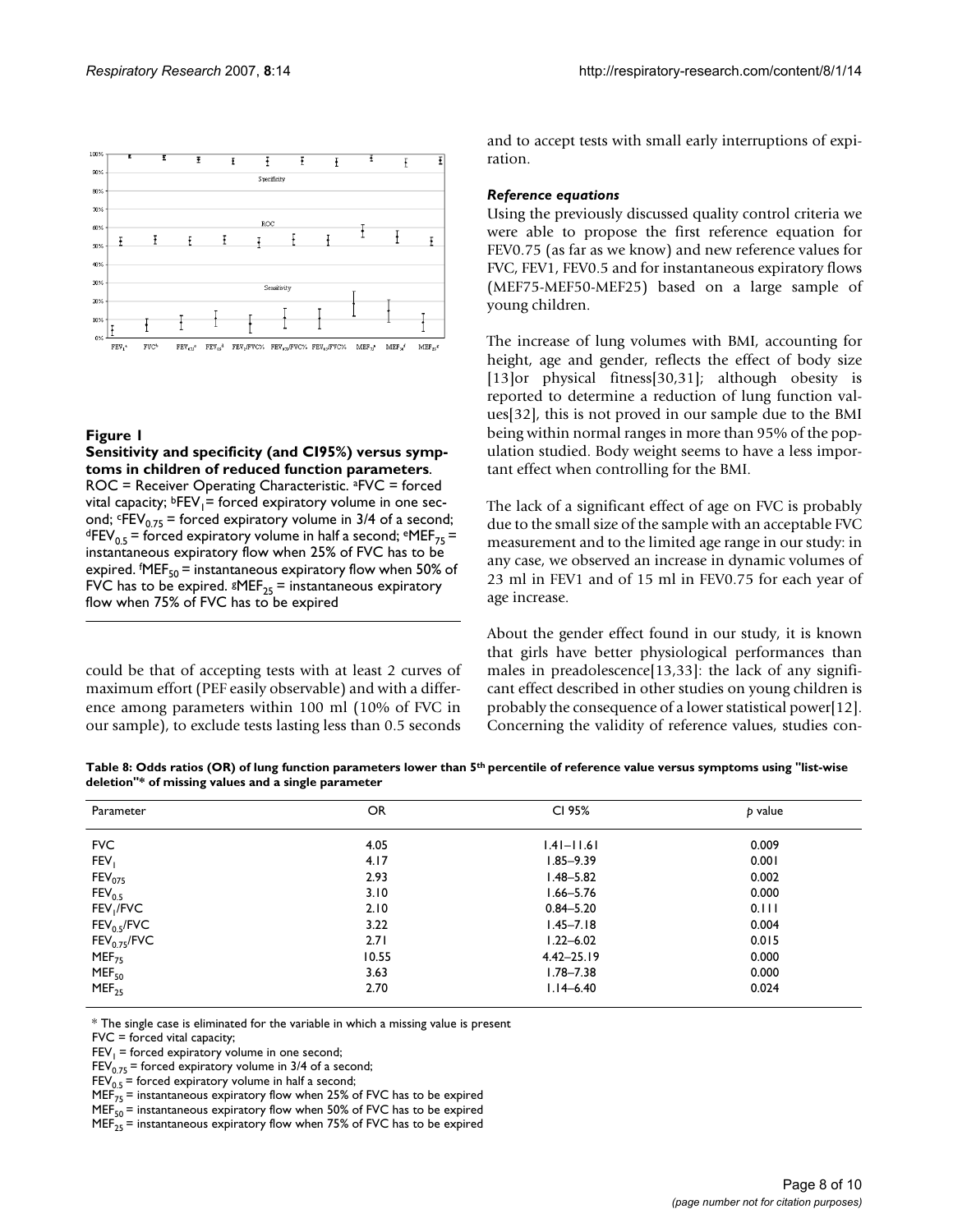**Figure 1**

**Sensitivity and specificity (and CI95%) versus symptoms in children of reduced function parameters**. ROC = Receiver Operating Characteristic. [a]FVC = forced vital capacity; [b]$FEV_1$= forced expiratory volume in one second; [c]$FEV_{0.75}$ = forced expiratory volume in 3/4 of a second; [d]$FEV_{0.5}$ = forced expiratory volume in half a second; [e]$MEF_{75}$ = instantaneous expiratory flow when 25% of FVC has to be expired. [f]$MEF_{50}$ = instantaneous expiratory flow when 50% of FVC has to be expired. [g]$MEF_{25}$ = instantaneous expiratory flow when 75% of FVC has to be expired

could be that of accepting tests with at least 2 curves of maximum effort (PEF easily observable) and with a difference among parameters within 100 ml (10% of FVC in our sample), to exclude tests lasting less than 0.5 seconds and to accept tests with small early interruptions of expiration.

### *Reference equations*

Using the previously discussed quality control criteria we were able to propose the first reference equation for FEV0.75 (as far as we know) and new reference values for FVC, FEV1, FEV0.5 and for instantaneous expiratory flows (MEF75-MEF50-MEF25) based on a large sample of young children.

The increase of lung volumes with BMI, accounting for height, age and gender, reflects the effect of body size [13]or physical fitness[30,31]; although obesity is reported to determine a reduction of lung function values[32], this is not proved in our sample due to the BMI being within normal ranges in more than 95% of the population studied. Body weight seems to have a less important effect when controlling for the BMI.

The lack of a significant effect of age on FVC is probably due to the small size of the sample with an acceptable FVC measurement and to the limited age range in our study: in any case, we observed an increase in dynamic volumes of 23 ml in FEV1 and of 15 ml in FEV0.75 for each year of age increase.

About the gender effect found in our study, it is known that girls have better physiological performances than males in preadolescence[13,33]: the lack of any significant effect described in other studies on young children is probably the consequence of a lower statistical power[12]. Concerning the validity of reference values, studies con-

**Table 8: Odds ratios (OR) of lung function parameters lower than 5th percentile of reference value versus symptoms using "list-wise deletion"* of missing values and a single parameter**

| Parameter | OR | CI 95% | *p* value |
|---|---|---|---|
| FVC | 4.05 | 1.41–11.61 | 0.009 |
| $FEV_1$ | 4.17 | 1.85–9.39 | 0.001 |
| $FEV_{075}$ | 2.93 | 1.48–5.82 | 0.002 |
| $FEV_{0.5}$ | 3.10 | 1.66–5.76 | 0.000 |
| $FEV_1$/FVC | 2.10 | 0.84–5.20 | 0.111 |
| $FEV_{0.5}$/FVC | 3.22 | 1.45–7.18 | 0.004 |
| $FEV_{0.75}$/FVC | 2.71 | 1.22–6.02 | 0.015 |
| $MEF_{75}$ | 10.55 | 4.42–25.19 | 0.000 |
| $MEF_{50}$ | 3.63 | 1.78–7.38 | 0.000 |
| $MEF_{25}$ | 2.70 | 1.14–6.40 | 0.024 |

* The single case is eliminated for the variable in which a missing value is present

FVC = forced vital capacity;

$FEV_1$ = forced expiratory volume in one second;

$FEV_{0.75}$ = forced expiratory volume in 3/4 of a second;

$FEV_{0.5}$ = forced expiratory volume in half a second;

$MEF_{75}$ = instantaneous expiratory flow when 25% of FVC has to be expired

$MEF_{50}$ = instantaneous expiratory flow when 50% of FVC has to be expired

$MEF_{25}$ = instantaneous expiratory flow when 75% of FVC has to be expired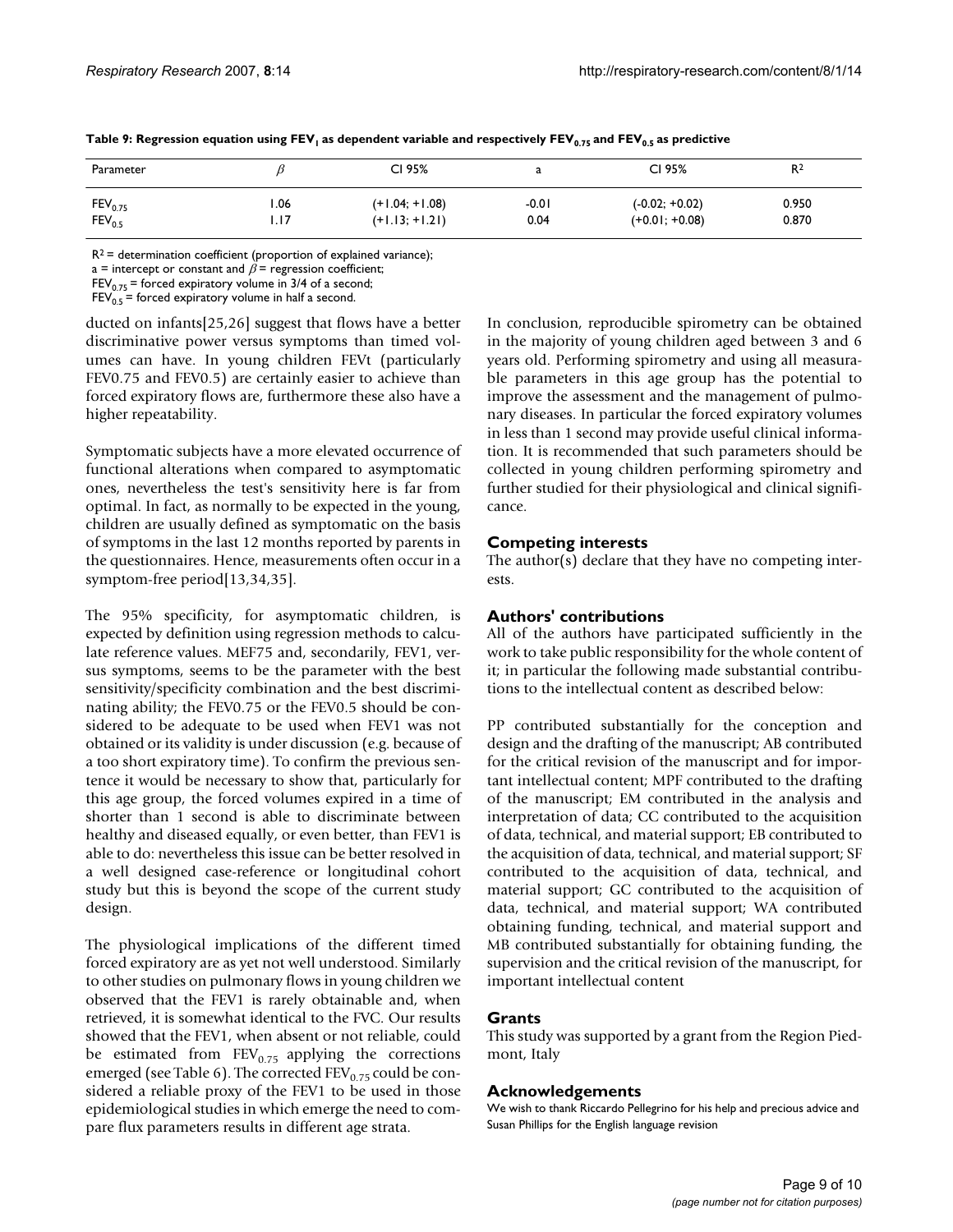**Table 9: Regression equation using $FEV_1$ as dependent variable and respectively $FEV_{0.75}$ and $FEV_{0.5}$ as predictive**

| Parameter | $\beta$ | CI 95% | a | CI 95% | $R^2$ |
|---|---|---|---|---|---|
| $FEV_{0.75}$ | 1.06 | (+1.04; +1.08) | -0.01 | (-0.02; +0.02) | 0.950 |
| $FEV_{0.5}$ | 1.17 | (+1.13; +1.21) | 0.04 | (+0.01; +0.08) | 0.870 |

$R^2$ = determination coefficient (proportion of explained variance);
a = intercept or constant and $\beta$ = regression coefficient;
$FEV_{0.75}$ = forced expiratory volume in 3/4 of a second;
$FEV_{0.5}$ = forced expiratory volume in half a second.

ducted on infants[25,26] suggest that flows have a better discriminative power versus symptoms than timed volumes can have. In young children FEVt (particularly FEV0.75 and FEV0.5) are certainly easier to achieve than forced expiratory flows are, furthermore these also have a higher repeatability.

Symptomatic subjects have a more elevated occurrence of functional alterations when compared to asymptomatic ones, nevertheless the test's sensitivity here is far from optimal. In fact, as normally to be expected in the young, children are usually defined as symptomatic on the basis of symptoms in the last 12 months reported by parents in the questionnaires. Hence, measurements often occur in a symptom-free period[13,34,35].

The 95% specificity, for asymptomatic children, is expected by definition using regression methods to calculate reference values. MEF75 and, secondarily, FEV1, versus symptoms, seems to be the parameter with the best sensitivity/specificity combination and the best discriminating ability; the FEV0.75 or the FEV0.5 should be considered to be adequate to be used when FEV1 was not obtained or its validity is under discussion (e.g. because of a too short expiratory time). To confirm the previous sentence it would be necessary to show that, particularly for this age group, the forced volumes expired in a time of shorter than 1 second is able to discriminate between healthy and diseased equally, or even better, than FEV1 is able to do: nevertheless this issue can be better resolved in a well designed case-reference or longitudinal cohort study but this is beyond the scope of the current study design.

The physiological implications of the different timed forced expiratory are as yet not well understood. Similarly to other studies on pulmonary flows in young children we observed that the FEV1 is rarely obtainable and, when retrieved, it is somewhat identical to the FVC. Our results showed that the FEV1, when absent or not reliable, could be estimated from $FEV_{0.75}$ applying the corrections emerged (see Table 6). The corrected $FEV_{0.75}$ could be considered a reliable proxy of the FEV1 to be used in those epidemiological studies in which emerge the need to compare flux parameters results in different age strata.

In conclusion, reproducible spirometry can be obtained in the majority of young children aged between 3 and 6 years old. Performing spirometry and using all measurable parameters in this age group has the potential to improve the assessment and the management of pulmonary diseases. In particular the forced expiratory volumes in less than 1 second may provide useful clinical information. It is recommended that such parameters should be collected in young children performing spirometry and further studied for their physiological and clinical significance.

## Competing interests

The author(s) declare that they have no competing interests.

## Authors' contributions

All of the authors have participated sufficiently in the work to take public responsibility for the whole content of it; in particular the following made substantial contributions to the intellectual content as described below:

PP contributed substantially for the conception and design and the drafting of the manuscript; AB contributed for the critical revision of the manuscript and for important intellectual content; MPF contributed to the drafting of the manuscript; EM contributed in the analysis and interpretation of data; CC contributed to the acquisition of data, technical, and material support; EB contributed to the acquisition of data, technical, and material support; SF contributed to the acquisition of data, technical, and material support; GC contributed to the acquisition of data, technical, and material support; WA contributed obtaining funding, technical, and material support and MB contributed substantially for obtaining funding, the supervision and the critical revision of the manuscript, for important intellectual content

## Grants

This study was supported by a grant from the Region Piedmont, Italy

## Acknowledgements

We wish to thank Riccardo Pellegrino for his help and precious advice and Susan Phillips for the English language revision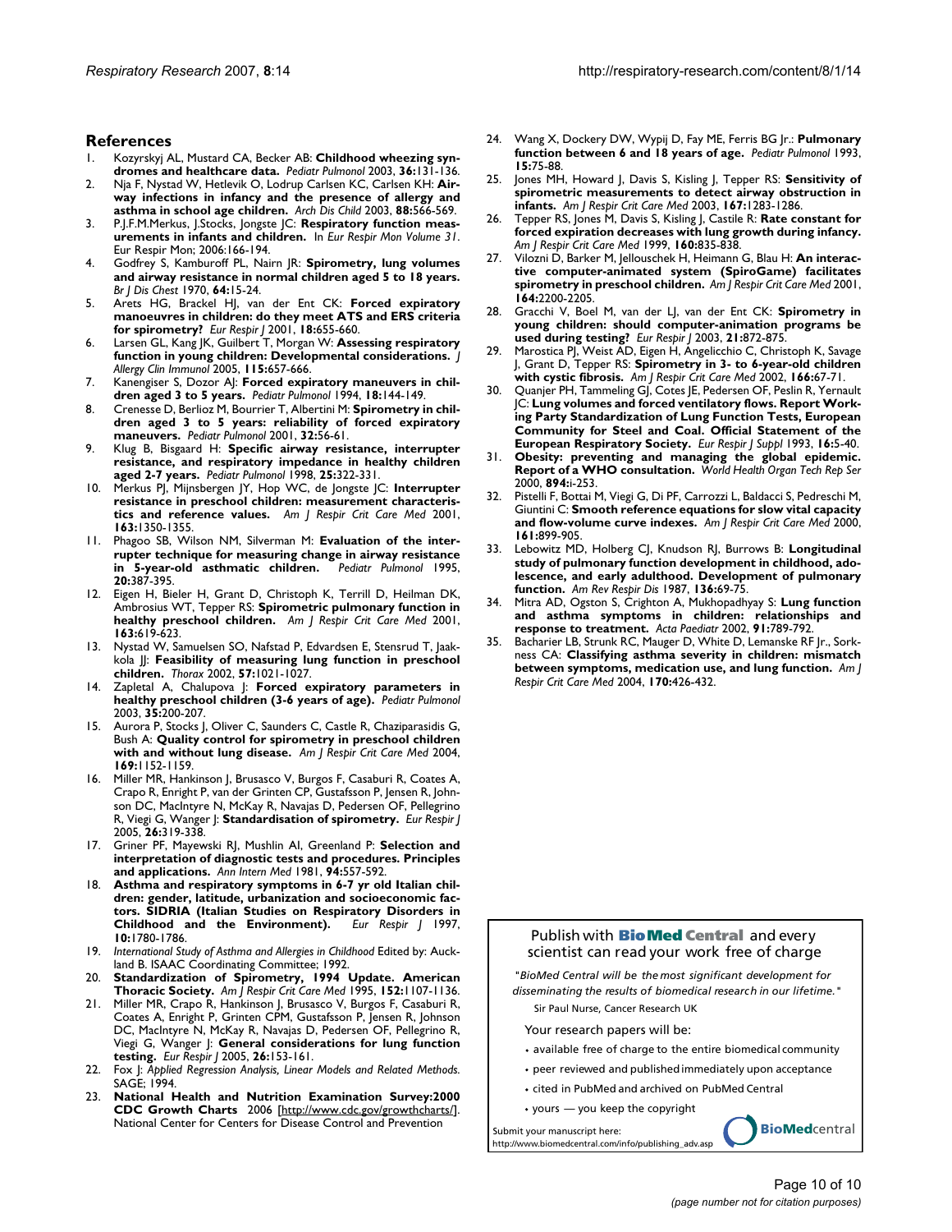## References

1. Kozyrskyj AL, Mustard CA, Becker AB: **Childhood wheezing syndromes and healthcare data.** *Pediatr Pulmonol* 2003, **36:**131-136.
2. Nja F, Nystad W, Hetlevik O, Lodrup Carlsen KC, Carlsen KH: **Airway infections in infancy and the presence of allergy and asthma in school age children.** *Arch Dis Child* 2003, **88:**566-569.
3. P.J.F.M.Merkus, J.Stocks, Jongste JC: **Respiratory function measurements in infants and children.** In *Eur Respir Mon Volume 31*. Eur Respir Mon; 2006:166-194.
4. Godfrey S, Kamburoff PL, Nairn JR: **Spirometry, lung volumes and airway resistance in normal children aged 5 to 18 years.** *Br J Dis Chest* 1970, **64:**15-24.
5. Arets HG, Brackel HJ, van der Ent CK: **Forced expiratory manoeuvres in children: do they meet ATS and ERS criteria for spirometry?** *Eur Respir J* 2001, **18:**655-660.
6. Larsen GL, Kang JK, Guilbert T, Morgan W: **Assessing respiratory function in young children: Developmental considerations.** *J Allergy Clin Immunol* 2005, **115:**657-666.
7. Kanengiser S, Dozor AJ: **Forced expiratory maneuvers in children aged 3 to 5 years.** *Pediatr Pulmonol* 1994, **18:**144-149.
8. Crenesse D, Berlioz M, Bourrier T, Albertini M: **Spirometry in children aged 3 to 5 years: reliability of forced expiratory maneuvers.** *Pediatr Pulmonol* 2001, **32:**56-61.
9. Klug B, Bisgaard H: **Specific airway resistance, interrupter resistance, and respiratory impedance in healthy children aged 2-7 years.** *Pediatr Pulmonol* 1998, **25:**322-331.
10. Merkus PJ, Mijnsbergen JY, Hop WC, de Jongste JC: **Interrupter resistance in preschool children: measurement characteristics and reference values.** *Am J Respir Crit Care Med* 2001, **163:**1350-1355.
11. Phagoo SB, Wilson NM, Silverman M: **Evaluation of the interrupter technique for measuring change in airway resistance in 5-year-old asthmatic children.** *Pediatr Pulmonol* 1995, **20:**387-395.
12. Eigen H, Bieler H, Grant D, Christoph K, Terrill D, Heilman DK, Ambrosius WT, Tepper RS: **Spirometric pulmonary function in healthy preschool children.** *Am J Respir Crit Care Med* 2001, **163:**619-623.
13. Nystad W, Samuelsen SO, Nafstad P, Edvardsen E, Stensrud T, Jaakkola JJ: **Feasibility of measuring lung function in preschool children.** *Thorax* 2002, **57:**1021-1027.
14. Zapletal A, Chalupova J: **Forced expiratory parameters in healthy preschool children (3-6 years of age).** *Pediatr Pulmonol* 2003, **35:**200-207.
15. Aurora P, Stocks J, Oliver C, Saunders C, Castle R, Chaziparasidis G, Bush A: **Quality control for spirometry in preschool children with and without lung disease.** *Am J Respir Crit Care Med* 2004, **169:**1152-1159.
16. Miller MR, Hankinson J, Brusasco V, Burgos F, Casaburi R, Coates A, Crapo R, Enright P, van der Grinten CP, Gustafsson P, Jensen R, Johnson DC, MacIntyre N, McKay R, Navajas D, Pedersen OF, Pellegrino R, Viegi G, Wanger J: **Standardisation of spirometry.** *Eur Respir J* 2005, **26:**319-338.
17. Griner PF, Mayewski RJ, Mushlin AI, Greenland P: **Selection and interpretation of diagnostic tests and procedures. Principles and applications.** *Ann Intern Med* 1981, **94:**557-592.
18. **Asthma and respiratory symptoms in 6-7 yr old Italian children: gender, latitude, urbanization and socioeconomic factors. SIDRIA (Italian Studies on Respiratory Disorders in Childhood and the Environment).** *Eur Respir J* 1997, **10:**1780-1786.
19. *International Study of Asthma and Allergies in Childhood* Edited by: Auckland B. ISAAC Coordinating Committee; 1992.
20. **Standardization of Spirometry, 1994 Update. American Thoracic Society.** *Am J Respir Crit Care Med* 1995, **152:**1107-1136.
21. Miller MR, Crapo R, Hankinson J, Brusasco V, Burgos F, Casaburi R, Coates A, Enright P, Grinten CPM, Gustafsson P, Jensen R, Johnson DC, MacIntyre N, McKay R, Navajas D, Pedersen OF, Pellegrino R, Viegi G, Wanger J: **General considerations for lung function testing.** *Eur Respir J* 2005, **26:**153-161.
22. Fox J: *Applied Regression Analysis, Linear Models and Related Methods.* SAGE; 1994.
23. **National Health and Nutrition Examination Survey:2000 CDC Growth Charts** 2006 [http://www.cdc.gov/growthcharts/]. National Center for Centers for Disease Control and Prevention
24. Wang X, Dockery DW, Wypij D, Fay ME, Ferris BG Jr.: **Pulmonary function between 6 and 18 years of age.** *Pediatr Pulmonol* 1993, **15:**75-88.
25. Jones MH, Howard J, Davis S, Kisling J, Tepper RS: **Sensitivity of spirometric measurements to detect airway obstruction in infants.** *Am J Respir Crit Care Med* 2003, **167:**1283-1286.
26. Tepper RS, Jones M, Davis S, Kisling J, Castile R: **Rate constant for forced expiration decreases with lung growth during infancy.** *Am J Respir Crit Care Med* 1999, **160:**835-838.
27. Vilozni D, Barker M, Jellouschek H, Heimann G, Blau H: **An interactive computer-animated system (SpiroGame) facilitates spirometry in preschool children.** *Am J Respir Crit Care Med* 2001, **164:**2200-2205.
28. Gracchi V, Boel M, van der LJ, van der Ent CK: **Spirometry in young children: should computer-animation programs be used during testing?** *Eur Respir J* 2003, **21:**872-875.
29. Marostica PJ, Weist AD, Eigen H, Angelicchio C, Christoph K, Savage J, Grant D, Tepper RS: **Spirometry in 3- to 6-year-old children with cystic fibrosis.** *Am J Respir Crit Care Med* 2002, **166:**67-71.
30. Quanjer PH, Tammeling GJ, Cotes JE, Pedersen OF, Peslin R, Yernault JC: **Lung volumes and forced ventilatory flows. Report Working Party Standardization of Lung Function Tests, European Community for Steel and Coal. Official Statement of the European Respiratory Society.** *Eur Respir J Suppl* 1993, **16:**5-40.
31. **Obesity: preventing and managing the global epidemic. Report of a WHO consultation.** *World Health Organ Tech Rep Ser* 2000, **894:**i-253.
32. Pistelli F, Bottai M, Viegi G, Di PF, Carrozzi L, Baldacci S, Pedreschi M, Giuntini C: **Smooth reference equations for slow vital capacity and flow-volume curve indexes.** *Am J Respir Crit Care Med* 2000, **161:**899-905.
33. Lebowitz MD, Holberg CJ, Knudson RJ, Burrows B: **Longitudinal study of pulmonary function development in childhood, adolescence, and early adulthood. Development of pulmonary function.** *Am Rev Respir Dis* 1987, **136:**69-75.
34. Mitra AD, Ogston S, Crighton A, Mukhopadhyay S: **Lung function and asthma symptoms in children: relationships and response to treatment.** *Acta Paediatr* 2002, **91:**789-792.
35. Bacharier LB, Strunk RC, Mauger D, White D, Lemanske RF Jr., Sorkness CA: **Classifying asthma severity in children: mismatch between symptoms, medication use, and lung function.** *Am J Respir Crit Care Med* 2004, **170:**426-432.

Publish with **BioMed Central** and every scientist can read your work free of charge

*"BioMed Central will be the most significant development for disseminating the results of biomedical research in our lifetime."*

Sir Paul Nurse, Cancer Research UK

Your research papers will be:

- available free of charge to the entire biomedical community
- peer reviewed and published immediately upon acceptance
- cited in PubMed and archived on PubMed Central
- yours — you keep the copyright

Submit your manuscript here:
http://www.biomedcentral.com/info/publishing_adv.asp

**BioMed**central